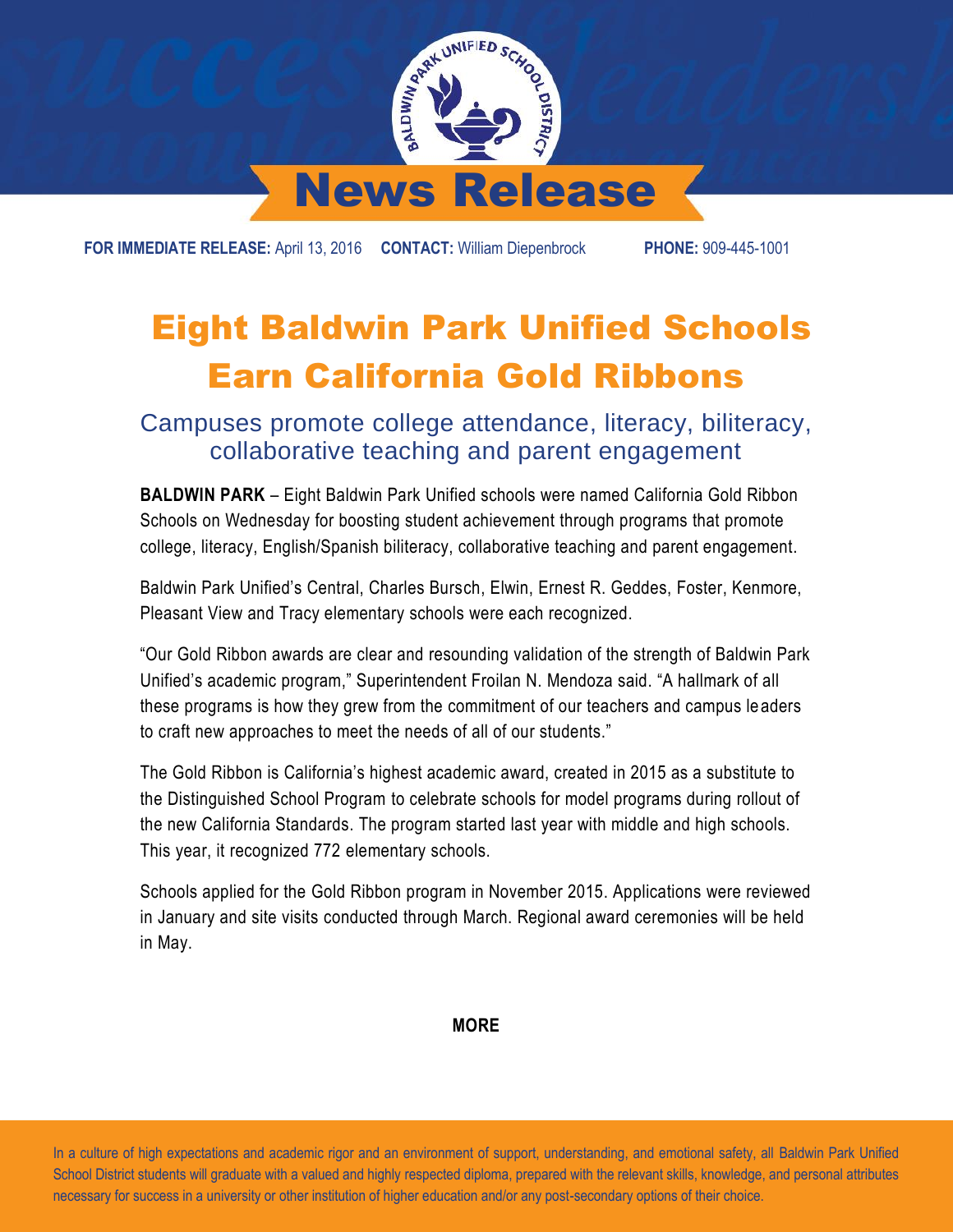# News Release

**FOR IMMEDIATE RELEASE:** April 13, 2016 **CONTACT:** William Diepenbrock **PHONE:** 909-445-1001

# Eight Baldwin Park Unified Schools Earn California Gold Ribbons

## Campuses promote college attendance, literacy, biliteracy, collaborative teaching and parent engagement

**BALDWIN PARK** – Eight Baldwin Park Unified schools were named California Gold Ribbon Schools on Wednesday for boosting student achievement through programs that promote college, literacy, English/Spanish biliteracy, collaborative teaching and parent engagement.

Baldwin Park Unified's Central, Charles Bursch, Elwin, Ernest R. Geddes, Foster, Kenmore, Pleasant View and Tracy elementary schools were each recognized.

"Our Gold Ribbon awards are clear and resounding validation of the strength of Baldwin Park Unified's academic program," Superintendent Froilan N. Mendoza said. "A hallmark of all these programs is how they grew from the commitment of our teachers and campus leaders to craft new approaches to meet the needs of all of our students."

The Gold Ribbon is California's highest academic award, created in 2015 as a substitute to the Distinguished School Program to celebrate schools for model programs during rollout of the new California Standards. The program started last year with middle and high schools. This year, it recognized 772 elementary schools.

Schools applied for the Gold Ribbon program in November 2015. Applications were reviewed in January and site visits conducted through March. Regional award ceremonies will be held in May.

**MORE**

In a culture of high expectations and academic rigor and an environment of support, understanding, and emotional safety, all Baldwin Park Unified School District students will graduate with a valued and highly respected diploma, prepared with the relevant skills, knowledge, and personal attributes necessary for success in a university or other institution of higher education and/or any post-secondary options of their choice.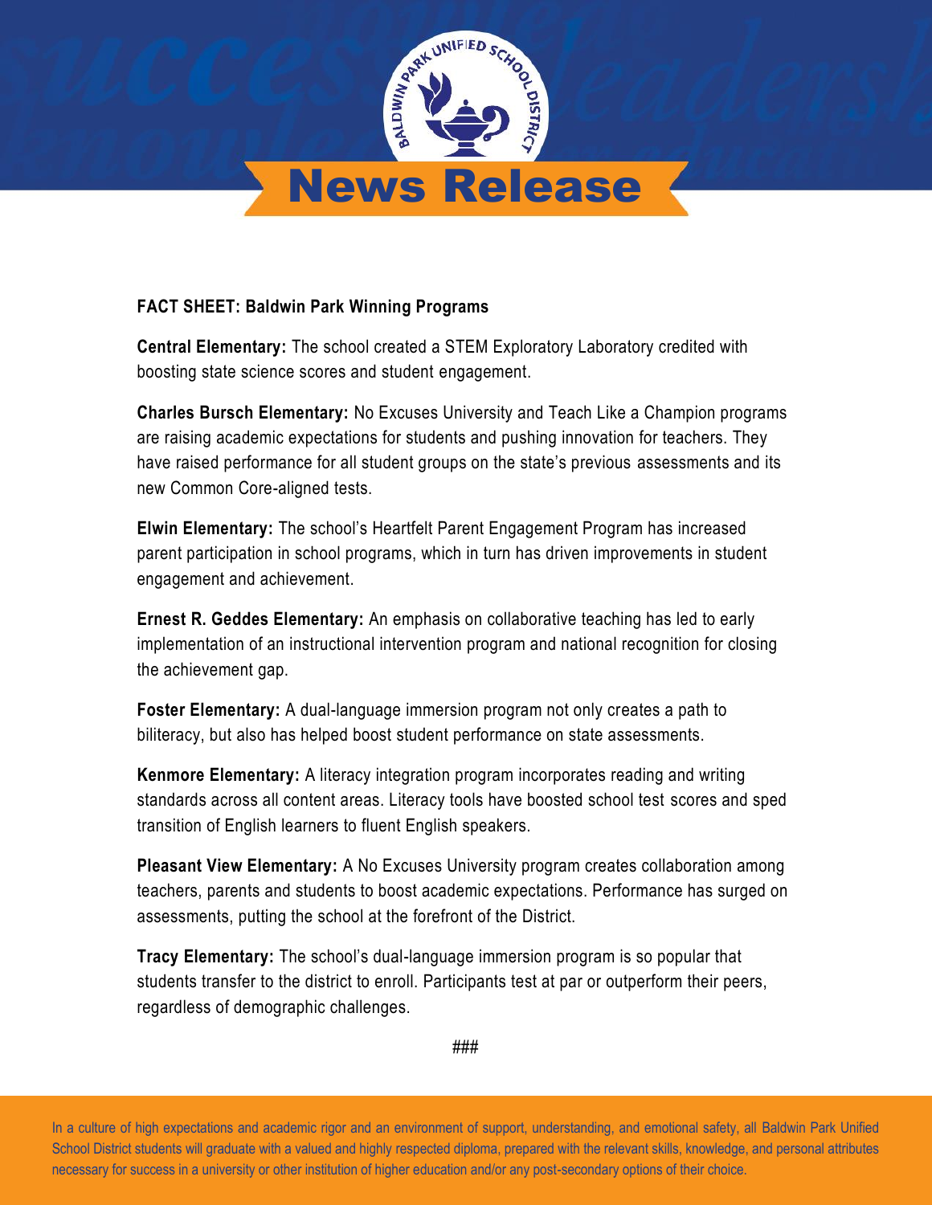**FACT SHEET: Baldwin Park Winning Programs**

**Central Elementary:** The school created a STEM Exploratory Laboratory credited with boosting state science scores and student engagement.

**Charles Bursch Elementary:** No Excuses University and Teach Like a Champion programs are raising academic expectations for students and pushing innovation for teachers. They have raised performance for all student groups on the state's previous assessments and its new Common Core-aligned tests.

**Elwin Elementary:** The school's Heartfelt Parent Engagement Program has increased parent participation in school programs, which in turn has driven improvements in student engagement and achievement.

**Ernest R. Geddes Elementary:** An emphasis on collaborative teaching has led to early implementation of an instructional intervention program and national recognition for closing the achievement gap.

**Foster Elementary:** A dual-language immersion program not only creates a path to biliteracy, but also has helped boost student performance on state assessments.

**Kenmore Elementary:** A literacy integration program incorporates reading and writing standards across all content areas. Literacy tools have boosted school test scores and sped transition of English learners to fluent English speakers.

**Pleasant View Elementary:** A No Excuses University program creates collaboration among teachers, parents and students to boost academic expectations. Performance has surged on assessments, putting the school at the forefront of the District.

**Tracy Elementary:** The school's dual-language immersion program is so popular that students transfer to the district to enroll. Participants test at par or outperform their peers, regardless of demographic challenges.

###

In a culture of high expectations and academic rigor and an environment of support, understanding, and emotional safety, all Baldwin Park Unified School District students will graduate with a valued and highly respected diploma, prepared with the relevant skills, knowledge, and personal attributes necessary for success in a university or other institution of higher education and/or any post-secondary options of their choice.